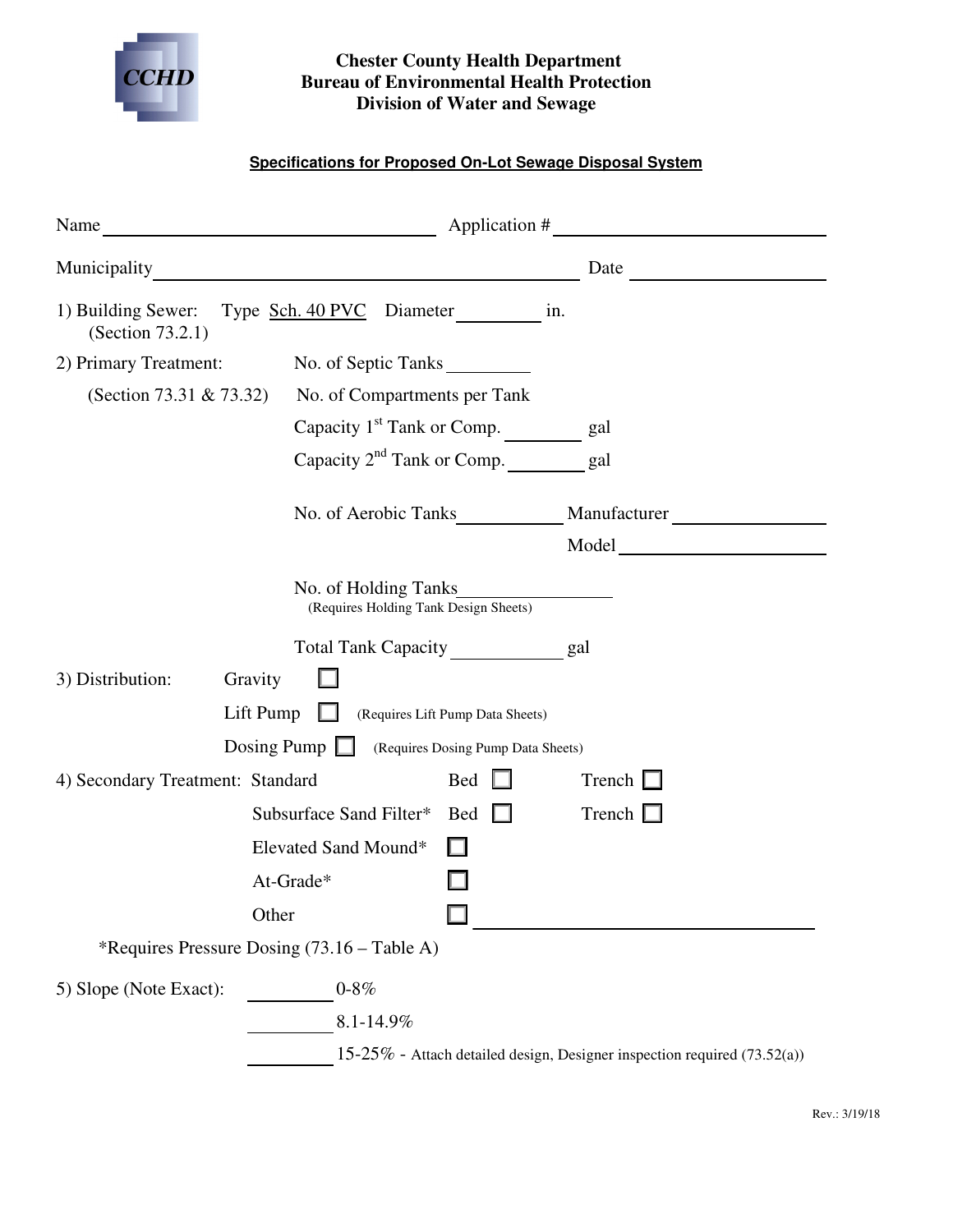CCHD

**Chester County Health Department**
**Bureau of Environmental Health Protection**
**Division of Water and Sewage**

**Specifications for Proposed On-Lot Sewage Disposal System**

Name \_\_\_\_\_\_\_\_\_\_\_\_\_\_\_\_\_\_\_\_ Application # \_\_\_\_\_\_\_\_\_\_\_\_\_\_\_\_\_\_\_\_

Municipality \_\_\_\_\_\_\_\_\_\_\_\_\_\_\_\_\_\_\_\_ Date \_\_\_\_\_\_\_\_\_\_\_\_

1) Building Sewer: Type Sch. 40 PVC Diameter \_\_\_\_\_\_\_\_ in.
   (Section 73.2.1)

2) Primary Treatment: No. of Septic Tanks \_\_\_\_\_\_\_\_
   (Section 73.31 & 73.32) No. of Compartments per Tank
   Capacity 1st Tank or Comp. \_\_\_\_\_\_\_\_ gal
   Capacity 2nd Tank or Comp. \_\_\_\_\_\_\_\_ gal

   No. of Aerobic Tanks \_\_\_\_\_\_\_\_ Manufacturer \_\_\_\_\_\_\_\_\_\_\_\_
   Model \_\_\_\_\_\_\_\_\_\_\_\_

   No. of Holding Tanks \_\_\_\_\_\_\_\_
   (Requires Holding Tank Design Sheets)

   Total Tank Capacity \_\_\_\_\_\_\_\_ gal

3) Distribution:
   Gravity ☐
   Lift Pump ☐ (Requires Lift Pump Data Sheets)
   Dosing Pump ☐ (Requires Dosing Pump Data Sheets)

4) Secondary Treatment:
   Standard Bed ☐ Trench ☐
   Subsurface Sand Filter* Bed ☐ Trench ☐
   Elevated Sand Mound* ☐
   At-Grade* ☐
   Other ☐ \_\_\_\_\_\_\_\_\_\_\_\_\_\_\_\_\_\_\_\_

   *Requires Pressure Dosing (73.16 – Table A)

5) Slope (Note Exact):
   \_\_\_\_\_\_\_\_ 0-8%
   \_\_\_\_\_\_\_\_ 8.1-14.9%
   \_\_\_\_\_\_\_\_ 15-25% - Attach detailed design, Designer inspection required (73.52(a))

Rev.: 3/19/18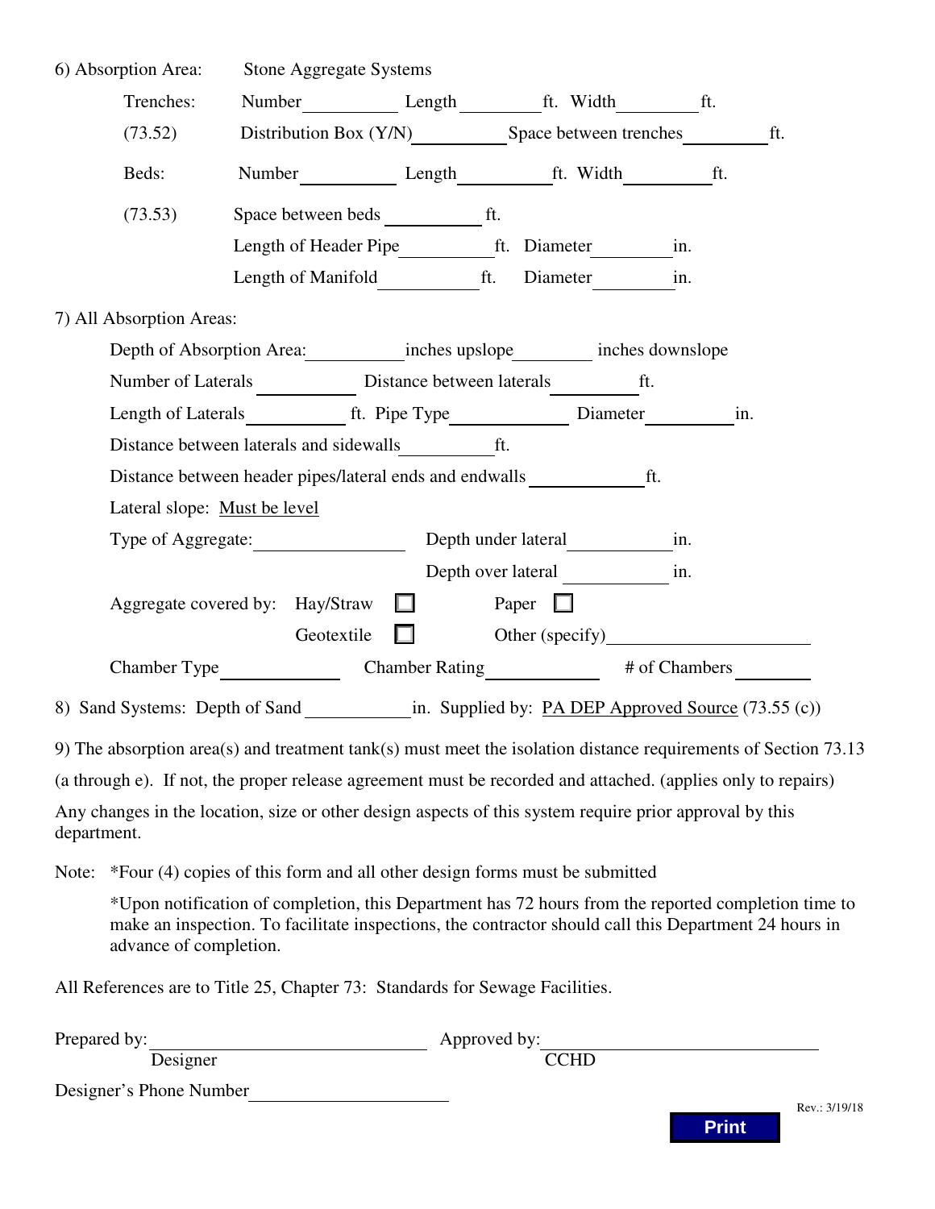6) Absorption Area: Stone Aggregate Systems

Trenches: Number__________ Length _________ft. Width_________ft.

(73.52) Distribution Box (Y/N)__________ Space between trenches_________ft.

Beds: Number__________ Length__________ft. Width_________ft.

(73.53) Space between beds __________ ft.

Length of Header Pipe__________ft. Diameter_________in.

Length of Manifold__________ft. Diameter_________in.

7) All Absorption Areas:

Depth of Absorption Area:__________inches upslope_________ inches downslope

Number of Laterals __________ Distance between laterals_________ft.

Length of Laterals__________ ft. Pipe Type____________ Diameter_________in.

Distance between laterals and sidewalls__________ft.

Distance between header pipes/lateral ends and endwalls ___________ft.

Lateral slope: Must be level

Type of Aggregate:_______________ Depth under lateral__________in.

Depth over lateral __________ in.

Aggregate covered by: Hay/Straw ☐ Paper ☐

Geotextile ☐ Other (specify)____________________

Chamber Type____________ Chamber Rating___________ # of Chambers ________

8) Sand Systems: Depth of Sand ___________in. Supplied by: PA DEP Approved Source (73.55 (c))

9) The absorption area(s) and treatment tank(s) must meet the isolation distance requirements of Section 73.13 (a through e). If not, the proper release agreement must be recorded and attached. (applies only to repairs)

Any changes in the location, size or other design aspects of this system require prior approval by this department.

Note: *Four (4) copies of this form and all other design forms must be submitted

*Upon notification of completion, this Department has 72 hours from the reported completion time to make an inspection. To facilitate inspections, the contractor should call this Department 24 hours in advance of completion.

All References are to Title 25, Chapter 73: Standards for Sewage Facilities.

Prepared by:____________________________ Approved by:____________________________

Designer CCHD

Designer's Phone Number____________________

Rev.: 3/19/18

Print